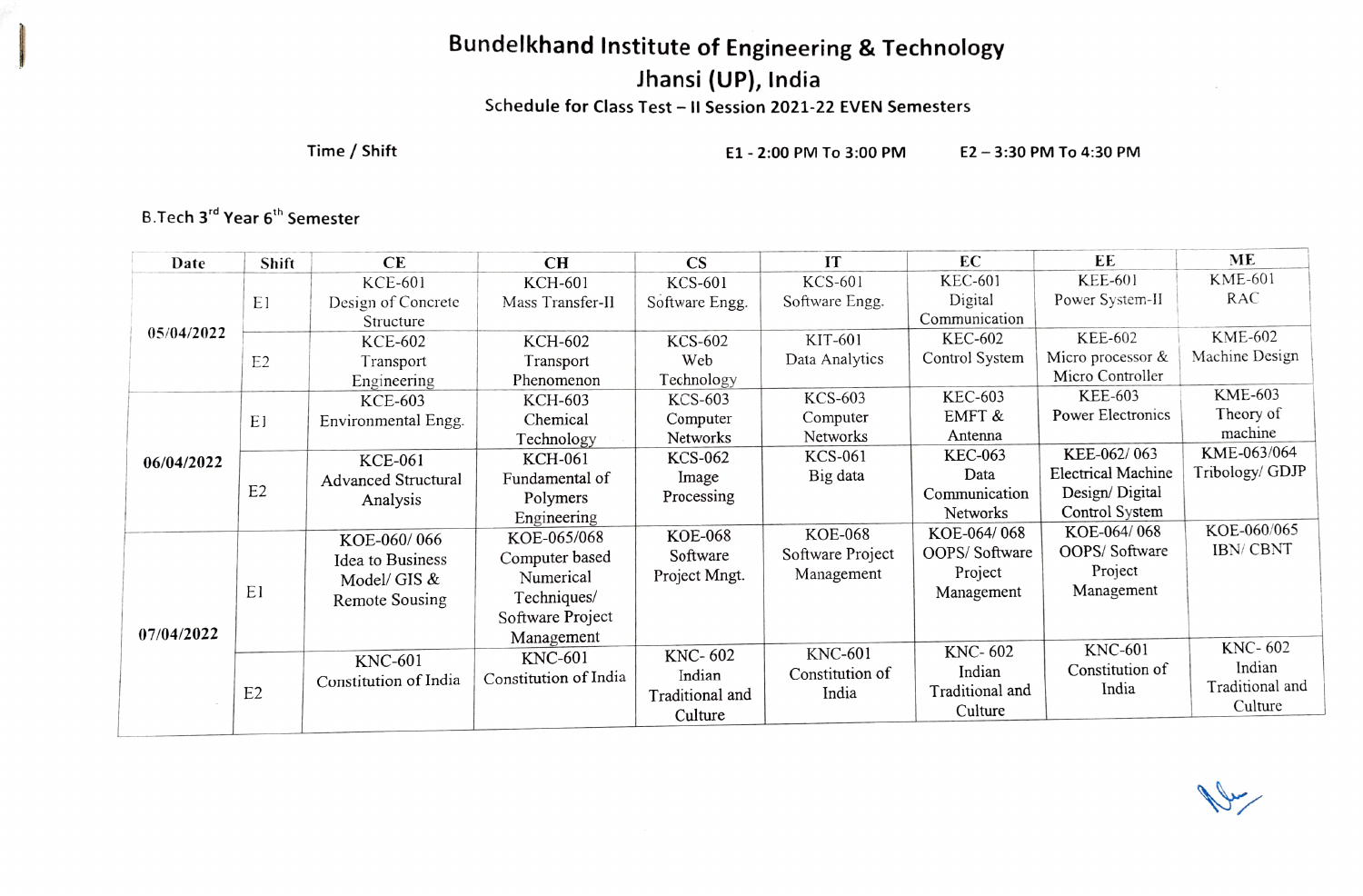# Bundelkhand Institute of Engineering & Technology

## Jhansi (UP), India

### Schedule for Class Test – II Session 2021-22 EVEN Semesters

**Time / Shift** E1 - 2:00 PM To 3:00 PM E2 – 3:30 PM To 4:30 PM

B.Tech 3rd Year 6th Semester

| Date | Shift | CE | CH | CS | IT | EC | EE | ME |
|---|---|---|---|---|---|---|---|---|
| 05/04/2022 | E1 | KCE-601 Design of Concrete Structure | KCH-601 Mass Transfer-II | KCS-601 Software Engg. | KCS-601 Software Engg. | KEC-601 Digital Communication | KEE-601 Power System-II | KME-601 RAC |
| | E2 | KCE-602 Transport Engineering | KCH-602 Transport Phenomenon | KCS-602 Web Technology | KIT-601 Data Analytics | KEC-602 Control System | KEE-602 Micro processor & Micro Controller | KME-602 Machine Design |
| 06/04/2022 | E1 | KCE-603 Environmental Engg. | KCH-603 Chemical Technology | KCS-603 Computer Networks | KCS-603 Computer Networks | KEC-603 EMFT & Antenna | KEE-603 Power Electronics | KME-603 Theory of machine |
| | E2 | KCE-061 Advanced Structural Analysis | KCH-061 Fundamental of Polymers Engineering | KCS-062 Image Processing | KCS-061 Big data | KEC-063 Data Communication Networks | KEE-062/ 063 Electrical Machine Design/ Digital Control System | KME-063/064 Tribology/ GDJP |
| 07/04/2022 | E1 | KOE-060/ 066 Idea to Business Model/ GIS & Remote Sousing | KOE-065/068 Computer based Numerical Techniques/ Software Project Management | KOE-068 Software Project Mngt. | KOE-068 Software Project Management | KOE-064/ 068 OOPS/ Software Project Management | KOE-064/ 068 OOPS/ Software Project Management | KOE-060/065 IBN/ CBNT |
| | E2 | KNC-601 Constitution of India | KNC-601 Constitution of India | KNC- 602 Indian Traditional and Culture | KNC-601 Constitution of India | KNC- 602 Indian Traditional and Culture | KNC-601 Constitution of India | KNC- 602 Indian Traditional and Culture |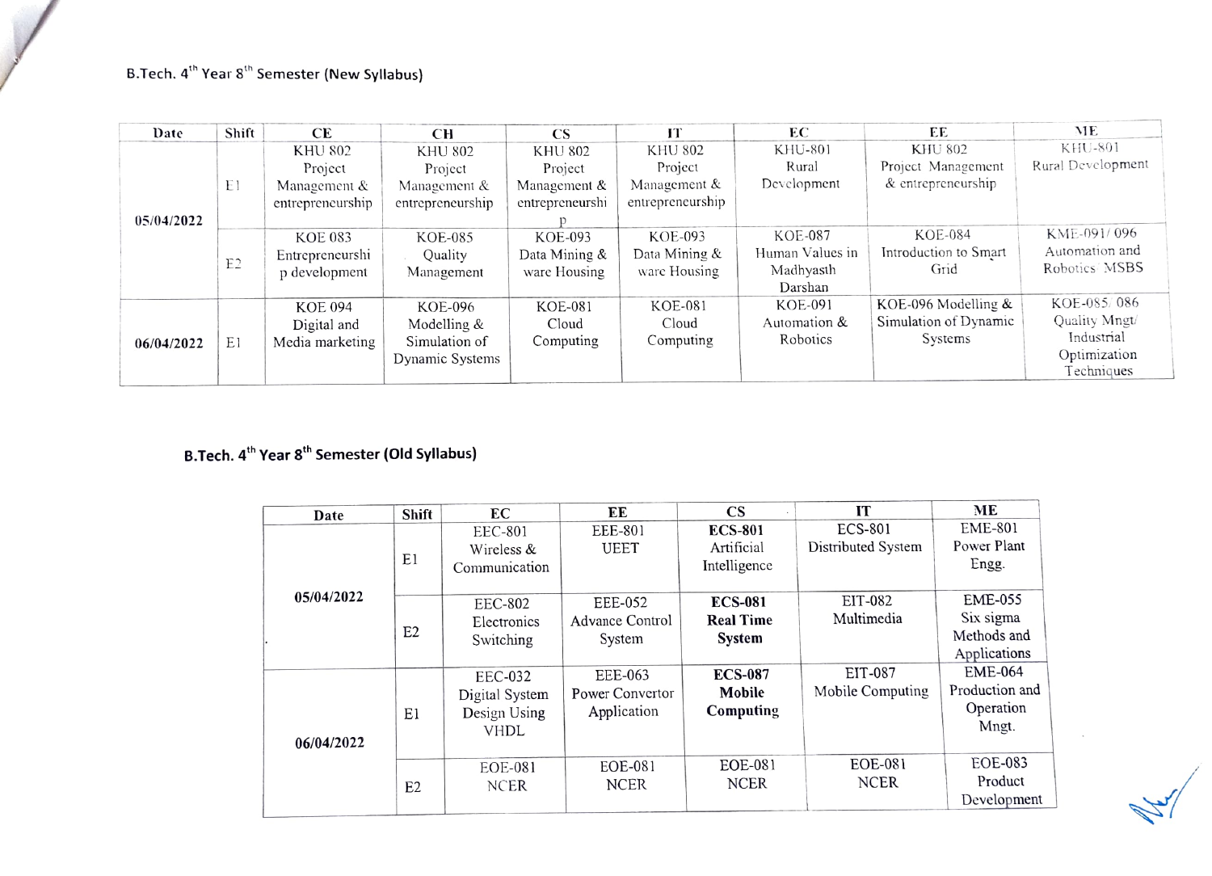B.Tech. 4th Year 8th Semester (New Syllabus)

| Date | Shift | CE | CH | CS | IT | EC | EE | ME |
|---|---|---|---|---|---|---|---|---|
| 05/04/2022 | E1 | KHU 802 Project Management & entrepreneurship | KHU 802 Project Management & entrepreneurship | KHU 802 Project Management & entrepreneurship | KHU 802 Project Management & entrepreneurship | KHU-801 Rural Development | KHU 802 Project Management & entrepreneurship | KHU-801 Rural Development |
| | E2 | KOE 083 Entrepreneurship development | KOE-085 Quality Management | KOE-093 Data Mining & ware Housing | KOE-093 Data Mining & ware Housing | KOE-087 Human Values in Madhyasth Darshan | KOE-084 Introduction to Smart Grid | KME-091/ 096 Automation and Robotics/ MSBS |
| 06/04/2022 | E1 | KOE 094 Digital and Media marketing | KOE-096 Modelling & Simulation of Dynamic Systems | KOE-081 Cloud Computing | KOE-081 Cloud Computing | KOE-091 Automation & Robotics | KOE-096 Modelling & Simulation of Dynamic Systems | KOE-085/ 086 Quality Mngt/ Industrial Optimization Techniques |

B.Tech. 4th Year 8th Semester (Old Syllabus)

| Date | Shift | EC | EE | CS | IT | ME |
|---|---|---|---|---|---|---|
| 05/04/2022 | E1 | EEC-801 Wireless & Communication | EEE-801 UEET | **ECS-801** Artificial Intelligence | ECS-801 Distributed System | EME-801 Power Plant Engg. |
| | E2 | EEC-802 Electronics Switching | EEE-052 Advance Control System | **ECS-081 Real Time System** | EIT-082 Multimedia | EME-055 Six sigma Methods and Applications |
| 06/04/2022 | E1 | EEC-032 Digital System Design Using VHDL | EEE-063 Power Convertor Application | **ECS-087 Mobile Computing** | EIT-087 Mobile Computing | EME-064 Production and Operation Mngt. |
| | E2 | EOE-081 NCER | EOE-081 NCER | EOE-081 NCER | EOE-081 NCER | EOE-083 Product Development |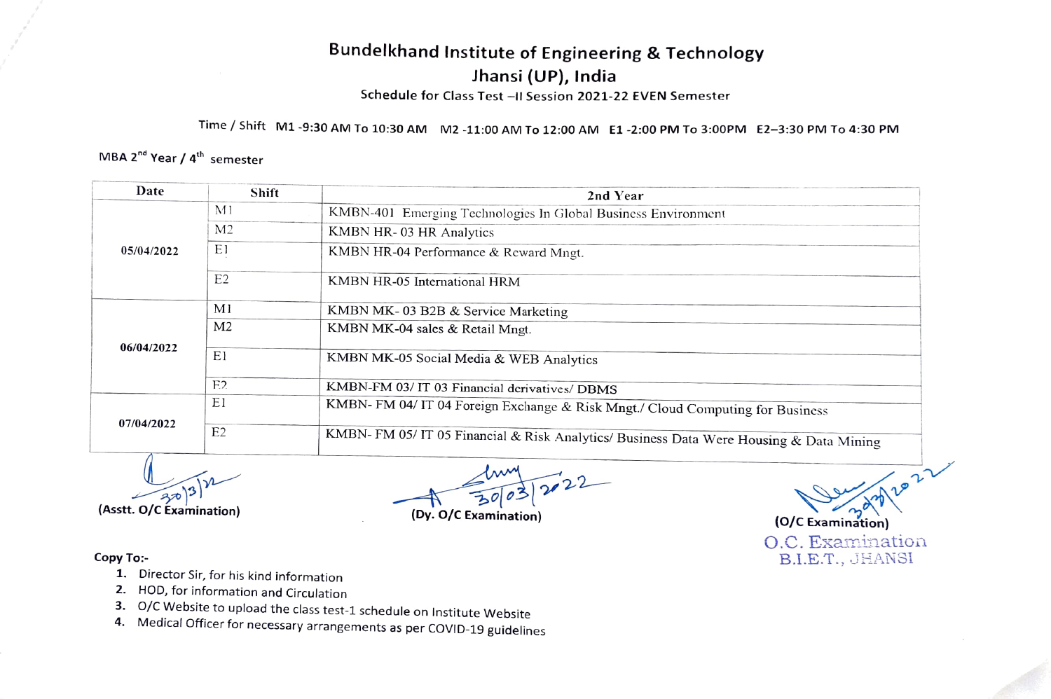# Bundelkhand Institute of Engineering & Technology

## Jhansi (UP), India

Schedule for Class Test –II Session 2021-22 EVEN Semester

Time / Shift M1 -9:30 AM To 10:30 AM M2 -11:00 AM To 12:00 AM E1 -2:00 PM To 3:00PM E2–3:30 PM To 4:30 PM

MBA 2nd Year / 4th semester

| Date | Shift | 2nd Year |
|---|---|---|
| 05/04/2022 | M1 | KMBN-401 Emerging Technologies In Global Business Environment |
| | M2 | KMBN HR- 03 HR Analytics |
| | E1 | KMBN HR-04 Performance & Reward Mngt. |
| | E2 | KMBN HR-05 International HRM |
| 06/04/2022 | M1 | KMBN MK- 03 B2B & Service Marketing |
| | M2 | KMBN MK-04 sales & Retail Mngt. |
| | E1 | KMBN MK-05 Social Media & WEB Analytics |
| | E2 | KMBN-FM 03/ IT 03 Financial derivatives/ DBMS |
| 07/04/2022 | E1 | KMBN- FM 04/ IT 04 Foreign Exchange & Risk Mngt./ Cloud Computing for Business |
| | E2 | KMBN- FM 05/ IT 05 Financial & Risk Analytics/ Business Data Were Housing & Data Mining |

30/3/22
(Asstt. O/C Examination)

30/03/2022
(Dy. O/C Examination)

30/3/2022
(O/C Examination)
O.C. Examination
B.I.E.T., JHANSI

Copy To:-

1. Director Sir, for his kind information
2. HOD, for information and Circulation
3. O/C Website to upload the class test-1 schedule on Institute Website
4. Medical Officer for necessary arrangements as per COVID-19 guidelines